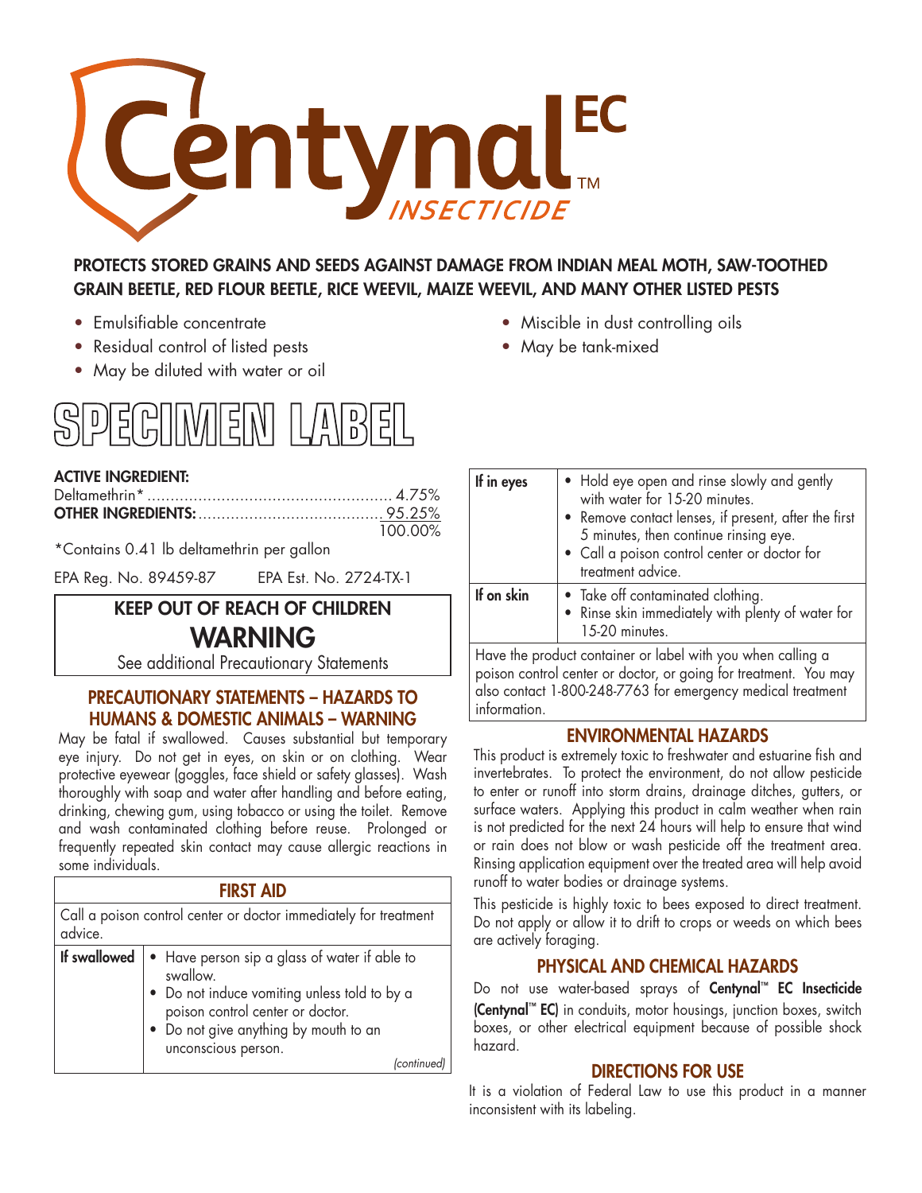# Centynal™ EC INSECTICIDE

**PROTECTS STORED GRAINS AND SEEDS AGAINST DAMAGE FROM INDIAN MEAL MOTH, SAW-TOOTHED GRAIN BEETLE, RED FLOUR BEETLE, RICE WEEVIL, MAIZE WEEVIL, AND MANY OTHER LISTED PESTS**

- Emulsifiable concentrate
- Residual control of listed pests
- May be diluted with water or oil
- Miscible in dust controlling oils
- May be tank-mixed

## SPECIMEN LABEL

**ACTIVE INGREDIENT:**

| | |
|---|---|
| Deltamethrin* | 4.75% |
| **OTHER INGREDIENTS:** | 95.25% |
| | 100.00% |

*Contains 0.41 lb deltamethrin per gallon

EPA Reg. No. 89459-87 EPA Est. No. 2724-TX-1

**KEEP OUT OF REACH OF CHILDREN**

**WARNING**

See additional Precautionary Statements

### PRECAUTIONARY STATEMENTS – HAZARDS TO HUMANS & DOMESTIC ANIMALS – WARNING

May be fatal if swallowed. Causes substantial but temporary eye injury. Do not get in eyes, on skin or on clothing. Wear protective eyewear (goggles, face shield or safety glasses). Wash thoroughly with soap and water after handling and before eating, drinking, chewing gum, using tobacco or using the toilet. Remove and wash contaminated clothing before reuse. Prolonged or frequently repeated skin contact may cause allergic reactions in some individuals.

### FIRST AID

Call a poison control center or doctor immediately for treatment advice.

| | |
|---|---|
| **If swallowed** | • Have person sip a glass of water if able to swallow.<br>• Do not induce vomiting unless told to by a poison control center or doctor.<br>• Do not give anything by mouth to an unconscious person. |
| **If in eyes** | • Hold eye open and rinse slowly and gently with water for 15-20 minutes.<br>• Remove contact lenses, if present, after the first 5 minutes, then continue rinsing eye.<br>• Call a poison control center or doctor for treatment advice. |
| **If on skin** | • Take off contaminated clothing.<br>• Rinse skin immediately with plenty of water for 15-20 minutes. |

Have the product container or label with you when calling a poison control center or doctor, or going for treatment. You may also contact 1-800-248-7763 for emergency medical treatment information.

### ENVIRONMENTAL HAZARDS

This product is extremely toxic to freshwater and estuarine fish and invertebrates. To protect the environment, do not allow pesticide to enter or runoff into storm drains, drainage ditches, gutters, or surface waters. Applying this product in calm weather when rain is not predicted for the next 24 hours will help to ensure that wind or rain does not blow or wash pesticide off the treatment area. Rinsing application equipment over the treated area will help avoid runoff to water bodies or drainage systems.

This pesticide is highly toxic to bees exposed to direct treatment. Do not apply or allow it to drift to crops or weeds on which bees are actively foraging.

### PHYSICAL AND CHEMICAL HAZARDS

Do not use water-based sprays of **Centynal™ EC Insecticide (Centynal™ EC)** in conduits, motor housings, junction boxes, switch boxes, or other electrical equipment because of possible shock hazard.

### DIRECTIONS FOR USE

It is a violation of Federal Law to use this product in a manner inconsistent with its labeling.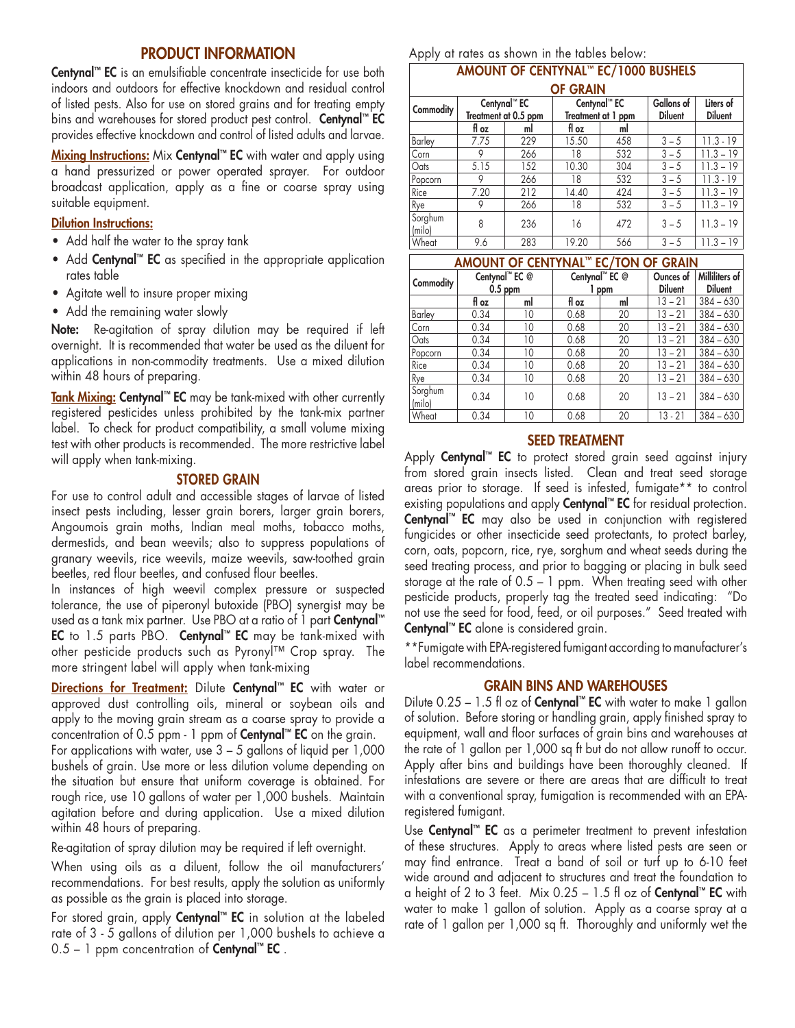## PRODUCT INFORMATION

**Centynal™ EC** is an emulsifiable concentrate insecticide for use both indoors and outdoors for effective knockdown and residual control of listed pests. Also for use on stored grains and for treating empty bins and warehouses for stored product pest control. **Centynal™ EC** provides effective knockdown and control of listed adults and larvae.

**Mixing Instructions:** Mix **Centynal™ EC** with water and apply using a hand pressurized or power operated sprayer. For outdoor broadcast application, apply as a fine or coarse spray using suitable equipment.

**Dilution Instructions:**

- Add half the water to the spray tank
- Add **Centynal™ EC** as specified in the appropriate application rates table
- Agitate well to insure proper mixing
- Add the remaining water slowly

**Note:** Re-agitation of spray dilution may be required if left overnight. It is recommended that water be used as the diluent for applications in non-commodity treatments. Use a mixed dilution within 48 hours of preparing.

**Tank Mixing:** **Centynal™ EC** may be tank-mixed with other currently registered pesticides unless prohibited by the tank-mix partner label. To check for product compatibility, a small volume mixing test with other products is recommended. The more restrictive label will apply when tank-mixing.

## STORED GRAIN

For use to control adult and accessible stages of larvae of listed insect pests including, lesser grain borers, larger grain borers, Angoumois grain moths, Indian meal moths, tobacco moths, dermestids, and bean weevils; also to suppress populations of granary weevils, rice weevils, maize weevils, saw-toothed grain beetles, red flour beetles, and confused flour beetles.

In instances of high weevil complex pressure or suspected tolerance, the use of piperonyl butoxide (PBO) synergist may be used as a tank mix partner. Use PBO at a ratio of 1 part **Centynal™ EC** to 1.5 parts PBO. **Centynal™ EC** may be tank-mixed with other pesticide products such as Pyronyl™ Crop spray. The more stringent label will apply when tank-mixing

**Directions for Treatment:** Dilute **Centynal™ EC** with water or approved dust controlling oils, mineral or soybean oils and apply to the moving grain stream as a coarse spray to provide a concentration of 0.5 ppm - 1 ppm of **Centynal™ EC** on the grain.

For applications with water, use 3 – 5 gallons of liquid per 1,000 bushels of grain. Use more or less dilution volume depending on the situation but ensure that uniform coverage is obtained. For rough rice, use 10 gallons of water per 1,000 bushels. Maintain agitation before and during application. Use a mixed dilution within 48 hours of preparing.

Re-agitation of spray dilution may be required if left overnight.

When using oils as a diluent, follow the oil manufacturers' recommendations. For best results, apply the solution as uniformly as possible as the grain is placed into storage.

For stored grain, apply **Centynal™ EC** in solution at the labeled rate of 3 - 5 gallons of dilution per 1,000 bushels to achieve a 0.5 – 1 ppm concentration of **Centynal™ EC** .

Apply at rates as shown in the tables below:

**AMOUNT OF CENTYNAL™ EC/1000 BUSHELS OF GRAIN**

| Commodity | Centynal™ EC Treatment at 0.5 ppm | | Centynal™ EC Treatment at 1 ppm | | Gallons of Diluent | Liters of Diluent |
|---|---|---|---|---|---|---|
| | fl oz | ml | fl oz | ml | | |
| Barley | 7.75 | 229 | 15.50 | 458 | 3 – 5 | 11.3 - 19 |
| Corn | 9 | 266 | 18 | 532 | 3 – 5 | 11.3 – 19 |
| Oats | 5.15 | 152 | 10.30 | 304 | 3 – 5 | 11.3 – 19 |
| Popcorn | 9 | 266 | 18 | 532 | 3 – 5 | 11.3 - 19 |
| Rice | 7.20 | 212 | 14.40 | 424 | 3 – 5 | 11.3 – 19 |
| Rye | 9 | 266 | 18 | 532 | 3 – 5 | 11.3 – 19 |
| Sorghum (milo) | 8 | 236 | 16 | 472 | 3 – 5 | 11.3 – 19 |
| Wheat | 9.6 | 283 | 19.20 | 566 | 3 – 5 | 11.3 – 19 |

**AMOUNT OF CENTYNAL™ EC/TON OF GRAIN**

| Commodity | Centynal™ EC @ 0.5 ppm | | Centynal™ EC @ 1 ppm | | Ounces of Diluent | Milliliters of Diluent |
|---|---|---|---|---|---|---|
| | fl oz | ml | fl oz | ml | 13 – 21 | 384 – 630 |
| Barley | 0.34 | 10 | 0.68 | 20 | 13 – 21 | 384 – 630 |
| Corn | 0.34 | 10 | 0.68 | 20 | 13 – 21 | 384 – 630 |
| Oats | 0.34 | 10 | 0.68 | 20 | 13 – 21 | 384 – 630 |
| Popcorn | 0.34 | 10 | 0.68 | 20 | 13 – 21 | 384 – 630 |
| Rice | 0.34 | 10 | 0.68 | 20 | 13 – 21 | 384 – 630 |
| Rye | 0.34 | 10 | 0.68 | 20 | 13 – 21 | 384 – 630 |
| Sorghum (milo) | 0.34 | 10 | 0.68 | 20 | 13 – 21 | 384 – 630 |
| Wheat | 0.34 | 10 | 0.68 | 20 | 13 - 21 | 384 – 630 |

## SEED TREATMENT

Apply **Centynal™ EC** to protect stored grain seed against injury from stored grain insects listed. Clean and treat seed storage areas prior to storage. If seed is infested, fumigate** to control existing populations and apply **Centynal™ EC** for residual protection. **Centynal™ EC** may also be used in conjunction with registered fungicides or other insecticide seed protectants, to protect barley, corn, oats, popcorn, rice, rye, sorghum and wheat seeds during the seed treating process, and prior to bagging or placing in bulk seed storage at the rate of 0.5 – 1 ppm. When treating seed with other pesticide products, properly tag the treated seed indicating: "Do not use the seed for food, feed, or oil purposes." Seed treated with **Centynal™ EC** alone is considered grain.

**Fumigate with EPA-registered fumigant according to manufacturer's label recommendations.

## GRAIN BINS AND WAREHOUSES

Dilute 0.25 – 1.5 fl oz of **Centynal™ EC** with water to make 1 gallon of solution. Before storing or handling grain, apply finished spray to equipment, wall and floor surfaces of grain bins and warehouses at the rate of 1 gallon per 1,000 sq ft but do not allow runoff to occur. Apply after bins and buildings have been thoroughly cleaned. If infestations are severe or there are areas that are difficult to treat with a conventional spray, fumigation is recommended with an EPA-registered fumigant.

Use **Centynal™ EC** as a perimeter treatment to prevent infestation of these structures. Apply to areas where listed pests are seen or may find entrance. Treat a band of soil or turf up to 6-10 feet wide around and adjacent to structures and treat the foundation to a height of 2 to 3 feet. Mix 0.25 – 1.5 fl oz of **Centynal™ EC** with water to make 1 gallon of solution. Apply as a coarse spray at a rate of 1 gallon per 1,000 sq ft. Thoroughly and uniformly wet the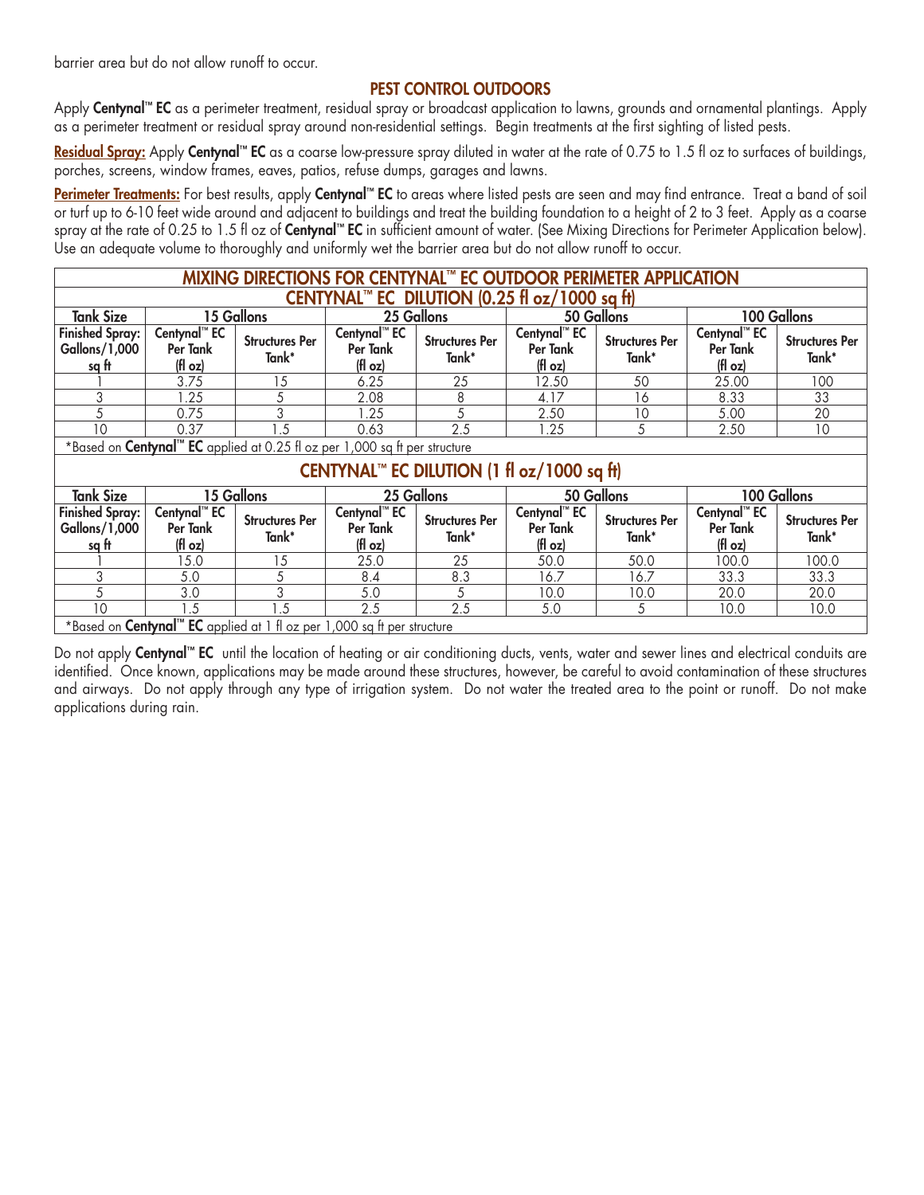barrier area but do not allow runoff to occur.

## PEST CONTROL OUTDOORS

Apply **Centynal™ EC** as a perimeter treatment, residual spray or broadcast application to lawns, grounds and ornamental plantings. Apply as a perimeter treatment or residual spray around non-residential settings. Begin treatments at the first sighting of listed pests.

**Residual Spray:** Apply **Centynal™ EC** as a coarse low-pressure spray diluted in water at the rate of 0.75 to 1.5 fl oz to surfaces of buildings, porches, screens, window frames, eaves, patios, refuse dumps, garages and lawns.

**Perimeter Treatments:** For best results, apply **Centynal™ EC** to areas where listed pests are seen and may find entrance. Treat a band of soil or turf up to 6-10 feet wide around and adjacent to buildings and treat the building foundation to a height of 2 to 3 feet. Apply as a coarse spray at the rate of 0.25 to 1.5 fl oz of **Centynal™ EC** in sufficient amount of water. (See Mixing Directions for Perimeter Application below). Use an adequate volume to thoroughly and uniformly wet the barrier area but do not allow runoff to occur.

### MIXING DIRECTIONS FOR CENTYNAL™ EC OUTDOOR PERIMETER APPLICATION

**CENTYNAL™ EC DILUTION (0.25 fl oz/1000 sq ft)**

| Tank Size | 15 Gallons | | 25 Gallons | | 50 Gallons | | 100 Gallons | |
|---|---|---|---|---|---|---|---|---|
| Finished Spray: Gallons/1,000 sq ft | Centynal™ EC Per Tank (fl oz) | Structures Per Tank* | Centynal™ EC Per Tank (fl oz) | Structures Per Tank* | Centynal™ EC Per Tank (fl oz) | Structures Per Tank* | Centynal™ EC Per Tank (fl oz) | Structures Per Tank* |
| 1 | 3.75 | 15 | 6.25 | 25 | 12.50 | 50 | 25.00 | 100 |
| 3 | 1.25 | 5 | 2.08 | 8 | 4.17 | 16 | 8.33 | 33 |
| 5 | 0.75 | 3 | 1.25 | 5 | 2.50 | 10 | 5.00 | 20 |
| 10 | 0.37 | 1.5 | 0.63 | 2.5 | 1.25 | 5 | 2.50 | 10 |

*Based on **Centynal™ EC** applied at 0.25 fl oz per 1,000 sq ft per structure

**CENTYNAL™ EC DILUTION (1 fl oz/1000 sq ft)**

| Tank Size | 15 Gallons | | 25 Gallons | | 50 Gallons | | 100 Gallons | |
|---|---|---|---|---|---|---|---|---|
| Finished Spray: Gallons/1,000 sq ft | Centynal™ EC Per Tank (fl oz) | Structures Per Tank* | Centynal™ EC Per Tank (fl oz) | Structures Per Tank* | Centynal™ EC Per Tank (fl oz) | Structures Per Tank* | Centynal™ EC Per Tank (fl oz) | Structures Per Tank* |
| 1 | 15.0 | 15 | 25.0 | 25 | 50.0 | 50.0 | 100.0 | 100.0 |
| 3 | 5.0 | 5 | 8.4 | 8.3 | 16.7 | 16.7 | 33.3 | 33.3 |
| 5 | 3.0 | 3 | 5.0 | 5 | 10.0 | 10.0 | 20.0 | 20.0 |
| 10 | 1.5 | 1.5 | 2.5 | 2.5 | 5.0 | 5 | 10.0 | 10.0 |

*Based on **Centynal™ EC** applied at 1 fl oz per 1,000 sq ft per structure

Do not apply **Centynal™ EC** until the location of heating or air conditioning ducts, vents, water and sewer lines and electrical conduits are identified. Once known, applications may be made around these structures, however, be careful to avoid contamination of these structures and airways. Do not apply through any type of irrigation system. Do not water the treated area to the point or runoff. Do not make applications during rain.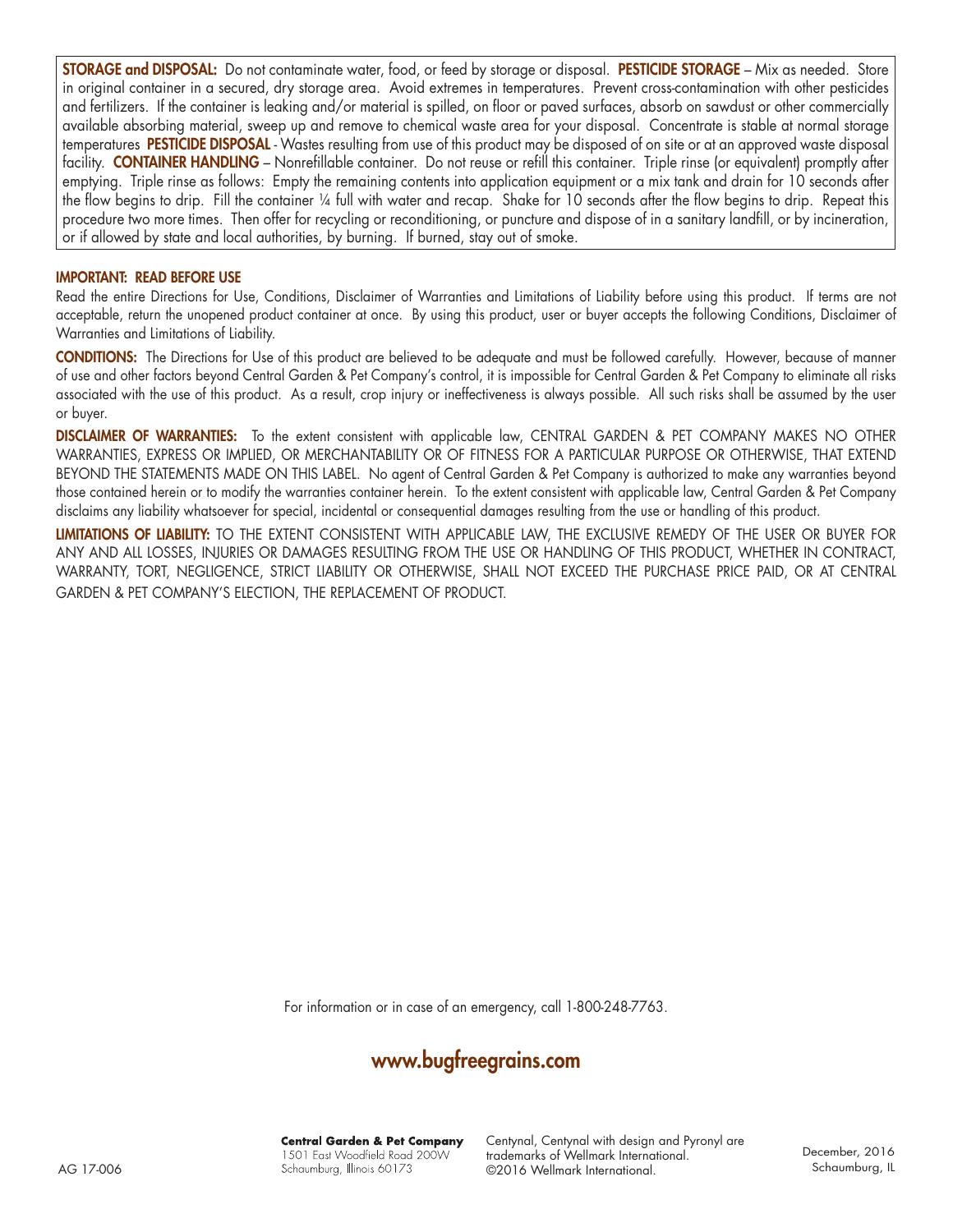**STORAGE and DISPOSAL:** Do not contaminate water, food, or feed by storage or disposal. **PESTICIDE STORAGE** – Mix as needed. Store in original container in a secured, dry storage area. Avoid extremes in temperatures. Prevent cross-contamination with other pesticides and fertilizers. If the container is leaking and/or material is spilled, on floor or paved surfaces, absorb on sawdust or other commercially available absorbing material, sweep up and remove to chemical waste area for your disposal. Concentrate is stable at normal storage temperatures **PESTICIDE DISPOSAL** - Wastes resulting from use of this product may be disposed of on site or at an approved waste disposal facility. **CONTAINER HANDLING** – Nonrefillable container. Do not reuse or refill this container. Triple rinse (or equivalent) promptly after emptying. Triple rinse as follows: Empty the remaining contents into application equipment or a mix tank and drain for 10 seconds after the flow begins to drip. Fill the container ¼ full with water and recap. Shake for 10 seconds after the flow begins to drip. Repeat this procedure two more times. Then offer for recycling or reconditioning, or puncture and dispose of in a sanitary landfill, or by incineration, or if allowed by state and local authorities, by burning. If burned, stay out of smoke.

**IMPORTANT: READ BEFORE USE**

Read the entire Directions for Use, Conditions, Disclaimer of Warranties and Limitations of Liability before using this product. If terms are not acceptable, return the unopened product container at once. By using this product, user or buyer accepts the following Conditions, Disclaimer of Warranties and Limitations of Liability.

**CONDITIONS:** The Directions for Use of this product are believed to be adequate and must be followed carefully. However, because of manner of use and other factors beyond Central Garden & Pet Company's control, it is impossible for Central Garden & Pet Company to eliminate all risks associated with the use of this product. As a result, crop injury or ineffectiveness is always possible. All such risks shall be assumed by the user or buyer.

**DISCLAIMER OF WARRANTIES:** To the extent consistent with applicable law, CENTRAL GARDEN & PET COMPANY MAKES NO OTHER WARRANTIES, EXPRESS OR IMPLIED, OR MERCHANTABILITY OR OF FITNESS FOR A PARTICULAR PURPOSE OR OTHERWISE, THAT EXTEND BEYOND THE STATEMENTS MADE ON THIS LABEL. No agent of Central Garden & Pet Company is authorized to make any warranties beyond those contained herein or to modify the warranties container herein. To the extent consistent with applicable law, Central Garden & Pet Company disclaims any liability whatsoever for special, incidental or consequential damages resulting from the use or handling of this product.

**LIMITATIONS OF LIABILITY:** TO THE EXTENT CONSISTENT WITH APPLICABLE LAW, THE EXCLUSIVE REMEDY OF THE USER OR BUYER FOR ANY AND ALL LOSSES, INJURIES OR DAMAGES RESULTING FROM THE USE OR HANDLING OF THIS PRODUCT, WHETHER IN CONTRACT, WARRANTY, TORT, NEGLIGENCE, STRICT LIABILITY OR OTHERWISE, SHALL NOT EXCEED THE PURCHASE PRICE PAID, OR AT CENTRAL GARDEN & PET COMPANY'S ELECTION, THE REPLACEMENT OF PRODUCT.

For information or in case of an emergency, call 1-800-248-7763.

**www.bugfreegrains.com**

AG 17-006

**Central Garden & Pet Company**
1501 East Woodfield Road 200W
Schaumburg, Illinois 60173

Centynal, Centynal with design and Pyronyl are trademarks of Wellmark International.
©2016 Wellmark International.

December, 2016
Schaumburg, IL